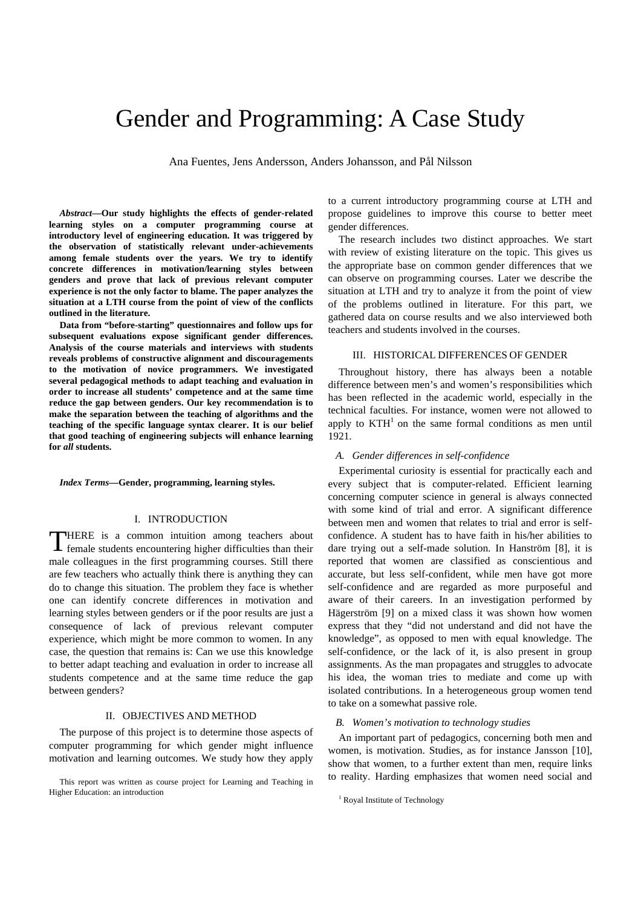# Gender and Programming: A Case Study

Ana Fuentes, Jens Andersson, Anders Johansson, and Pål Nilsson

***Abstract*—Our study highlights the effects of gender-related learning styles on a computer programming course at introductory level of engineering education. It was triggered by the observation of statistically relevant under-achievements among female students over the years. We try to identify concrete differences in motivation/learning styles between genders and prove that lack of previous relevant computer experience is not the only factor to blame. The paper analyzes the situation at a LTH course from the point of view of the conflicts outlined in the literature.**

**Data from "before-starting" questionnaires and follow ups for subsequent evaluations expose significant gender differences. Analysis of the course materials and interviews with students reveals problems of constructive alignment and discouragements to the motivation of novice programmers. We investigated several pedagogical methods to adapt teaching and evaluation in order to increase all students' competence and at the same time reduce the gap between genders. Our key recommendation is to make the separation between the teaching of algorithms and the teaching of the specific language syntax clearer. It is our belief that good teaching of engineering subjects will enhance learning for *all* students.**

***Index Terms*—Gender, programming, learning styles.**

## I. Introduction

There is a common intuition among teachers about female students encountering higher difficulties than their male colleagues in the first programming courses. Still there are few teachers who actually think there is anything they can do to change this situation. The problem they face is whether one can identify concrete differences in motivation and learning styles between genders or if the poor results are just a consequence of lack of previous relevant computer experience, which might be more common to women. In any case, the question that remains is: Can we use this knowledge to better adapt teaching and evaluation in order to increase all students competence and at the same time reduce the gap between genders?

## II. Objectives and Method

The purpose of this project is to determine those aspects of computer programming for which gender might influence motivation and learning outcomes. We study how they apply to a current introductory programming course at LTH and propose guidelines to improve this course to better meet gender differences.

The research includes two distinct approaches. We start with review of existing literature on the topic. This gives us the appropriate base on common gender differences that we can observe on programming courses. Later we describe the situation at LTH and try to analyze it from the point of view of the problems outlined in literature. For this part, we gathered data on course results and we also interviewed both teachers and students involved in the courses.

## III. Historical Differences of Gender

Throughout history, there has always been a notable difference between men's and women's responsibilities which has been reflected in the academic world, especially in the technical faculties. For instance, women were not allowed to apply to KTH[1] on the same formal conditions as men until 1921.

### A. Gender differences in self-confidence

Experimental curiosity is essential for practically each and every subject that is computer-related. Efficient learning concerning computer science in general is always connected with some kind of trial and error. A significant difference between men and women that relates to trial and error is self-confidence. A student has to have faith in his/her abilities to dare trying out a self-made solution. In Hanström [8], it is reported that women are classified as conscientious and accurate, but less self-confident, while men have got more self-confidence and are regarded as more purposeful and aware of their careers. In an investigation performed by Hägerström [9] on a mixed class it was shown how women express that they "did not understand and did not have the knowledge", as opposed to men with equal knowledge. The self-confidence, or the lack of it, is also present in group assignments. As the man propagates and struggles to advocate his idea, the woman tries to mediate and come up with isolated contributions. In a heterogeneous group women tend to take on a somewhat passive role.

### B. Women's motivation to technology studies

An important part of pedagogics, concerning both men and women, is motivation. Studies, as for instance Jansson [10], show that women, to a further extent than men, require links to reality. Harding emphasizes that women need social and

This report was written as course project for Learning and Teaching in Higher Education: an introduction

[1] Royal Institute of Technology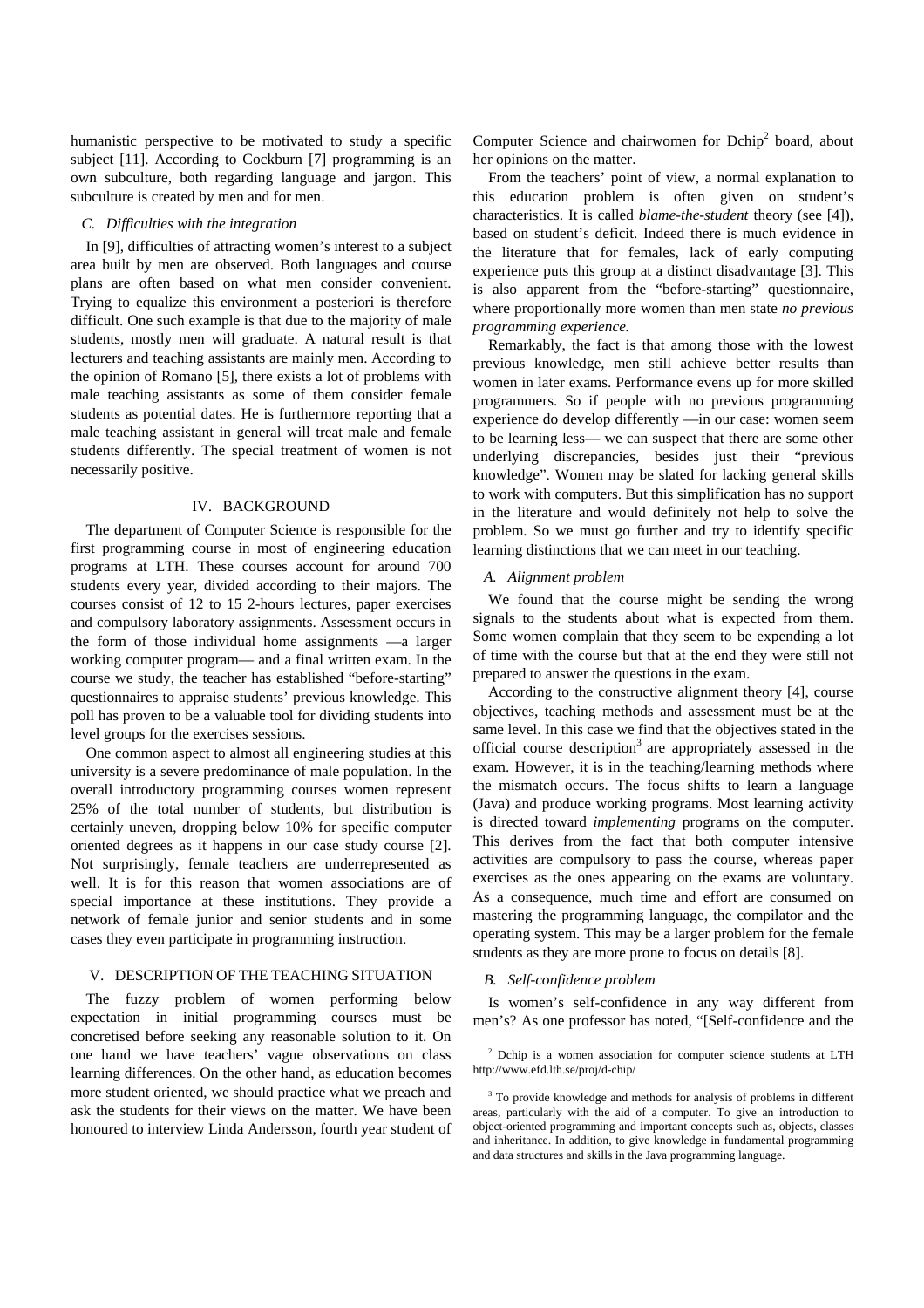humanistic perspective to be motivated to study a specific subject [11]. According to Cockburn [7] programming is an own subculture, both regarding language and jargon. This subculture is created by men and for men.

### C. Difficulties with the integration

In [9], difficulties of attracting women's interest to a subject area built by men are observed. Both languages and course plans are often based on what men consider convenient. Trying to equalize this environment a posteriori is therefore difficult. One such example is that due to the majority of male students, mostly men will graduate. A natural result is that lecturers and teaching assistants are mainly men. According to the opinion of Romano [5], there exists a lot of problems with male teaching assistants as some of them consider female students as potential dates. He is furthermore reporting that a male teaching assistant in general will treat male and female students differently. The special treatment of women is not necessarily positive.

## IV. BACKGROUND

The department of Computer Science is responsible for the first programming course in most of engineering education programs at LTH. These courses account for around 700 students every year, divided according to their majors. The courses consist of 12 to 15 2-hours lectures, paper exercises and compulsory laboratory assignments. Assessment occurs in the form of those individual home assignments —a larger working computer program— and a final written exam. In the course we study, the teacher has established "before-starting" questionnaires to appraise students' previous knowledge. This poll has proven to be a valuable tool for dividing students into level groups for the exercises sessions.

One common aspect to almost all engineering studies at this university is a severe predominance of male population. In the overall introductory programming courses women represent 25% of the total number of students, but distribution is certainly uneven, dropping below 10% for specific computer oriented degrees as it happens in our case study course [2]. Not surprisingly, female teachers are underrepresented as well. It is for this reason that women associations are of special importance at these institutions. They provide a network of female junior and senior students and in some cases they even participate in programming instruction.

## V. DESCRIPTION OF THE TEACHING SITUATION

The fuzzy problem of women performing below expectation in initial programming courses must be concretised before seeking any reasonable solution to it. On one hand we have teachers' vague observations on class learning differences. On the other hand, as education becomes more student oriented, we should practice what we preach and ask the students for their views on the matter. We have been honoured to interview Linda Andersson, fourth year student of Computer Science and chairwomen for Dchip[2] board, about her opinions on the matter.

From the teachers' point of view, a normal explanation to this education problem is often given on student's characteristics. It is called *blame-the-student* theory (see [4]), based on student's deficit. Indeed there is much evidence in the literature that for females, lack of early computing experience puts this group at a distinct disadvantage [3]. This is also apparent from the "before-starting" questionnaire, where proportionally more women than men state *no previous programming experience.*

Remarkably, the fact is that among those with the lowest previous knowledge, men still achieve better results than women in later exams. Performance evens up for more skilled programmers. So if people with no previous programming experience do develop differently —in our case: women seem to be learning less— we can suspect that there are some other underlying discrepancies, besides just their "previous knowledge". Women may be slated for lacking general skills to work with computers. But this simplification has no support in the literature and would definitely not help to solve the problem. So we must go further and try to identify specific learning distinctions that we can meet in our teaching.

### A. Alignment problem

We found that the course might be sending the wrong signals to the students about what is expected from them. Some women complain that they seem to be expending a lot of time with the course but that at the end they were still not prepared to answer the questions in the exam.

According to the constructive alignment theory [4], course objectives, teaching methods and assessment must be at the same level. In this case we find that the objectives stated in the official course description[3] are appropriately assessed in the exam. However, it is in the teaching/learning methods where the mismatch occurs. The focus shifts to learn a language (Java) and produce working programs. Most learning activity is directed toward *implementing* programs on the computer. This derives from the fact that both computer intensive activities are compulsory to pass the course, whereas paper exercises as the ones appearing on the exams are voluntary. As a consequence, much time and effort are consumed on mastering the programming language, the compilator and the operating system. This may be a larger problem for the female students as they are more prone to focus on details [8].

### B. Self-confidence problem

Is women's self-confidence in any way different from men's? As one professor has noted, "[Self-confidence and the

[2] Dchip is a women association for computer science students at LTH http://www.efd.lth.se/proj/d-chip/

[3] To provide knowledge and methods for analysis of problems in different areas, particularly with the aid of a computer. To give an introduction to object-oriented programming and important concepts such as, objects, classes and inheritance. In addition, to give knowledge in fundamental programming and data structures and skills in the Java programming language.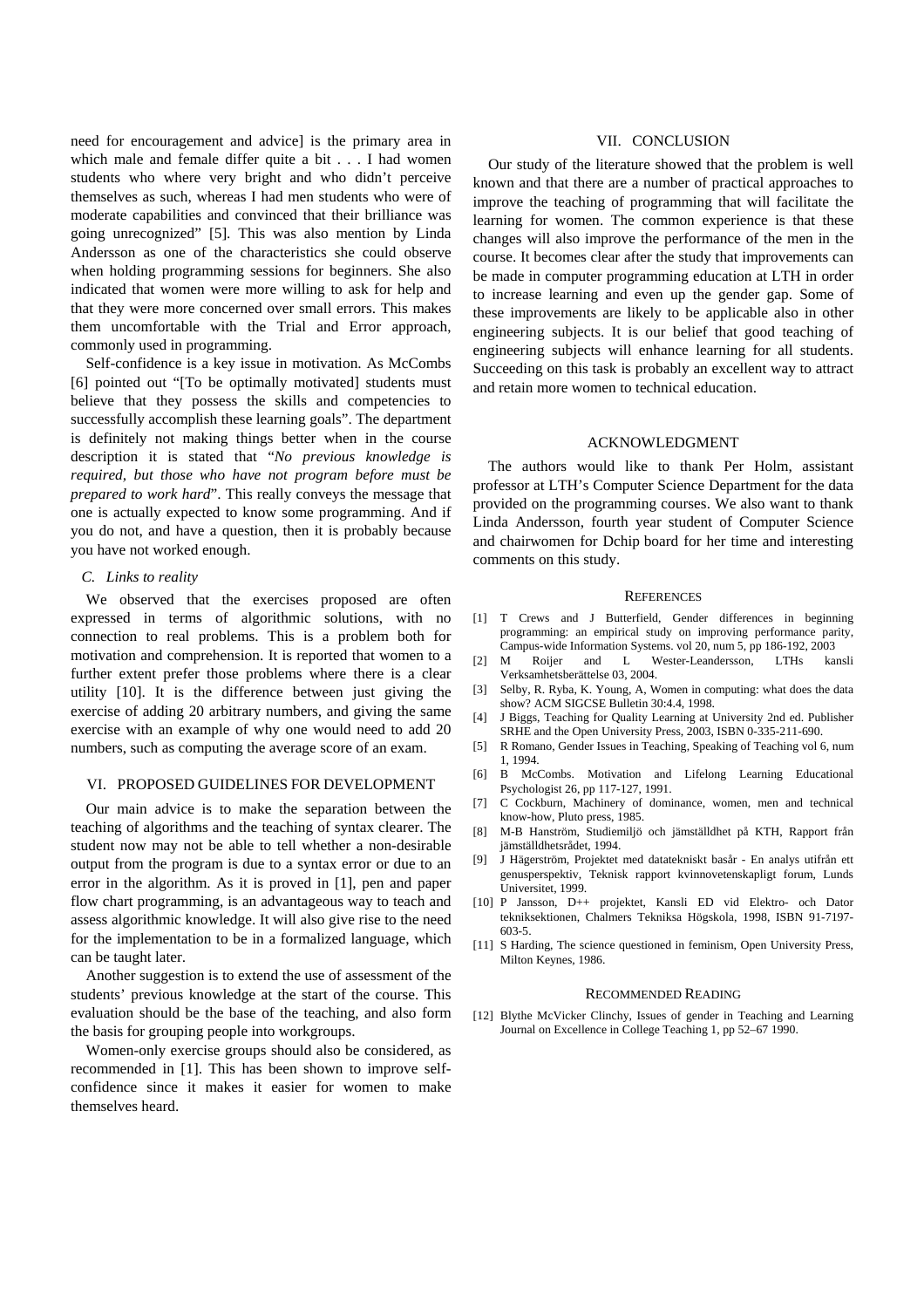need for encouragement and advice] is the primary area in which male and female differ quite a bit . . . I had women students who where very bright and who didn't perceive themselves as such, whereas I had men students who were of moderate capabilities and convinced that their brilliance was going unrecognized" [5]. This was also mention by Linda Andersson as one of the characteristics she could observe when holding programming sessions for beginners. She also indicated that women were more willing to ask for help and that they were more concerned over small errors. This makes them uncomfortable with the Trial and Error approach, commonly used in programming.

Self-confidence is a key issue in motivation. As McCombs [6] pointed out "[To be optimally motivated] students must believe that they possess the skills and competencies to successfully accomplish these learning goals". The department is definitely not making things better when in the course description it is stated that "*No previous knowledge is required, but those who have not program before must be prepared to work hard*". This really conveys the message that one is actually expected to know some programming. And if you do not, and have a question, then it is probably because you have not worked enough.

### C. Links to reality

We observed that the exercises proposed are often expressed in terms of algorithmic solutions, with no connection to real problems. This is a problem both for motivation and comprehension. It is reported that women to a further extent prefer those problems where there is a clear utility [10]. It is the difference between just giving the exercise of adding 20 arbitrary numbers, and giving the same exercise with an example of why one would need to add 20 numbers, such as computing the average score of an exam.

## VI. Proposed Guidelines for Development

Our main advice is to make the separation between the teaching of algorithms and the teaching of syntax clearer. The student now may not be able to tell whether a non-desirable output from the program is due to a syntax error or due to an error in the algorithm. As it is proved in [1], pen and paper flow chart programming, is an advantageous way to teach and assess algorithmic knowledge. It will also give rise to the need for the implementation to be in a formalized language, which can be taught later.

Another suggestion is to extend the use of assessment of the students' previous knowledge at the start of the course. This evaluation should be the base of the teaching, and also form the basis for grouping people into workgroups.

Women-only exercise groups should also be considered, as recommended in [1]. This has been shown to improve self-confidence since it makes it easier for women to make themselves heard.

## VII. Conclusion

Our study of the literature showed that the problem is well known and that there are a number of practical approaches to improve the teaching of programming that will facilitate the learning for women. The common experience is that these changes will also improve the performance of the men in the course. It becomes clear after the study that improvements can be made in computer programming education at LTH in order to increase learning and even up the gender gap. Some of these improvements are likely to be applicable also in other engineering subjects. It is our belief that good teaching of engineering subjects will enhance learning for all students. Succeeding on this task is probably an excellent way to attract and retain more women to technical education.

## Acknowledgment

The authors would like to thank Per Holm, assistant professor at LTH's Computer Science Department for the data provided on the programming courses. We also want to thank Linda Andersson, fourth year student of Computer Science and chairwomen for Dchip board for her time and interesting comments on this study.

## References

[1] T Crews and J Butterfield, Gender differences in beginning programming: an empirical study on improving performance parity, Campus-wide Information Systems. vol 20, num 5, pp 186-192, 2003

[2] M Roijer and L Wester-Leandersson, LTHs kansli Verksamhetsberättelse 03, 2004.

[3] Selby, R. Ryba, K. Young, A, Women in computing: what does the data show? ACM SIGCSE Bulletin 30:4.4, 1998.

[4] J Biggs, Teaching for Quality Learning at University 2nd ed. Publisher SRHE and the Open University Press, 2003, ISBN 0-335-211-690.

[5] R Romano, Gender Issues in Teaching, Speaking of Teaching vol 6, num 1, 1994.

[6] B McCombs. Motivation and Lifelong Learning Educational Psychologist 26, pp 117-127, 1991.

[7] C Cockburn, Machinery of dominance, women, men and technical know-how, Pluto press, 1985.

[8] M-B Hanström, Studiemiljö och jämställdhet på KTH, Rapport från jämställdhetsrådet, 1994.

[9] J Hägerström, Projektet med datatekniskt basår - En analys utifrån ett genusperspektiv, Teknisk rapport kvinnovetenskapligt forum, Lunds Universitet, 1999.

[10] P Jansson, D++ projektet, Kansli ED vid Elektro- och Dator tekniksektionen, Chalmers Tekniksa Högskola, 1998, ISBN 91-7197-603-5.

[11] S Harding, The science questioned in feminism, Open University Press, Milton Keynes, 1986.

## Recommended Reading

[12] Blythe McVicker Clinchy, Issues of gender in Teaching and Learning Journal on Excellence in College Teaching 1, pp 52–67 1990.